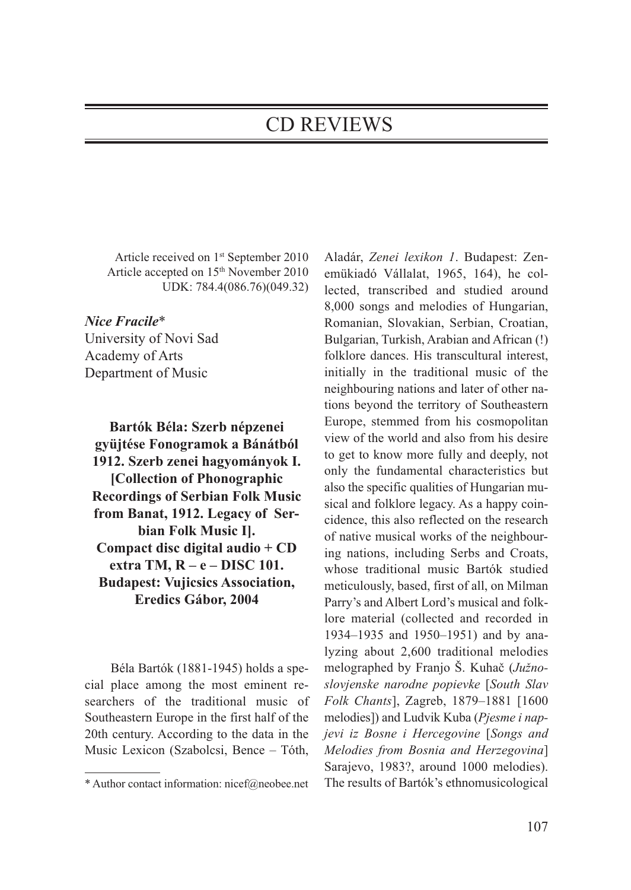# CD REVIEWS

Article received on 1st September 2010
Article accepted on 15th November 2010
UDK: 784.4(086.76)(049.32)

***Nice Fracile****
University of Novi Sad
Academy of Arts
Department of Music

**Bartók Béla: Szerb népzenei gyüjtése Fonogramok a Bánátból 1912. Szerb zenei hagyományok I. [Collection of Phonographic Recordings of Serbian Folk Music from Banat, 1912. Legacy of Serbian Folk Music I]. Compact disc digital audio + CD extra TM, R – e – DISC 101. Budapest: Vujicsics Association, Eredics Gábor, 2004**

Béla Bartók (1881-1945) holds a special place among the most eminent researchers of the traditional music of Southeastern Europe in the first half of the 20th century. According to the data in the Music Lexicon (Szabolcsi, Bence – Tóth, Aladár, *Zenei lexikon 1*. Budapest: Zenemükiadó Vállalat, 1965, 164), he collected, transcribed and studied around 8,000 songs and melodies of Hungarian, Romanian, Slovakian, Serbian, Croatian, Bulgarian, Turkish, Arabian and African (!) folklore dances. His transcultural interest, initially in the traditional music of the neighbouring nations and later of other nations beyond the territory of Southeastern Europe, stemmed from his cosmopolitan view of the world and also from his desire to get to know more fully and deeply, not only the fundamental characteristics but also the specific qualities of Hungarian musical and folklore legacy. As a happy coincidence, this also reflected on the research of native musical works of the neighbouring nations, including Serbs and Croats, whose traditional music Bartók studied meticulously, based, first of all, on Milman Parry's and Albert Lord's musical and folklore material (collected and recorded in 1934–1935 and 1950–1951) and by analyzing about 2,600 traditional melodies melographed by Franjo Š. Kuhač (*Južnoslovjenske narodne popievke* [*South Slav Folk Chants*], Zagreb, 1879–1881 [1600 melodies]) and Ludvik Kuba (*Pjesme i napjevi iz Bosne i Hercegovine* [*Songs and Melodies from Bosnia and Herzegovina*] Sarajevo, 1983?, around 1000 melodies). The results of Bartók's ethnomusicological

* Author contact information: nicef@neobee.net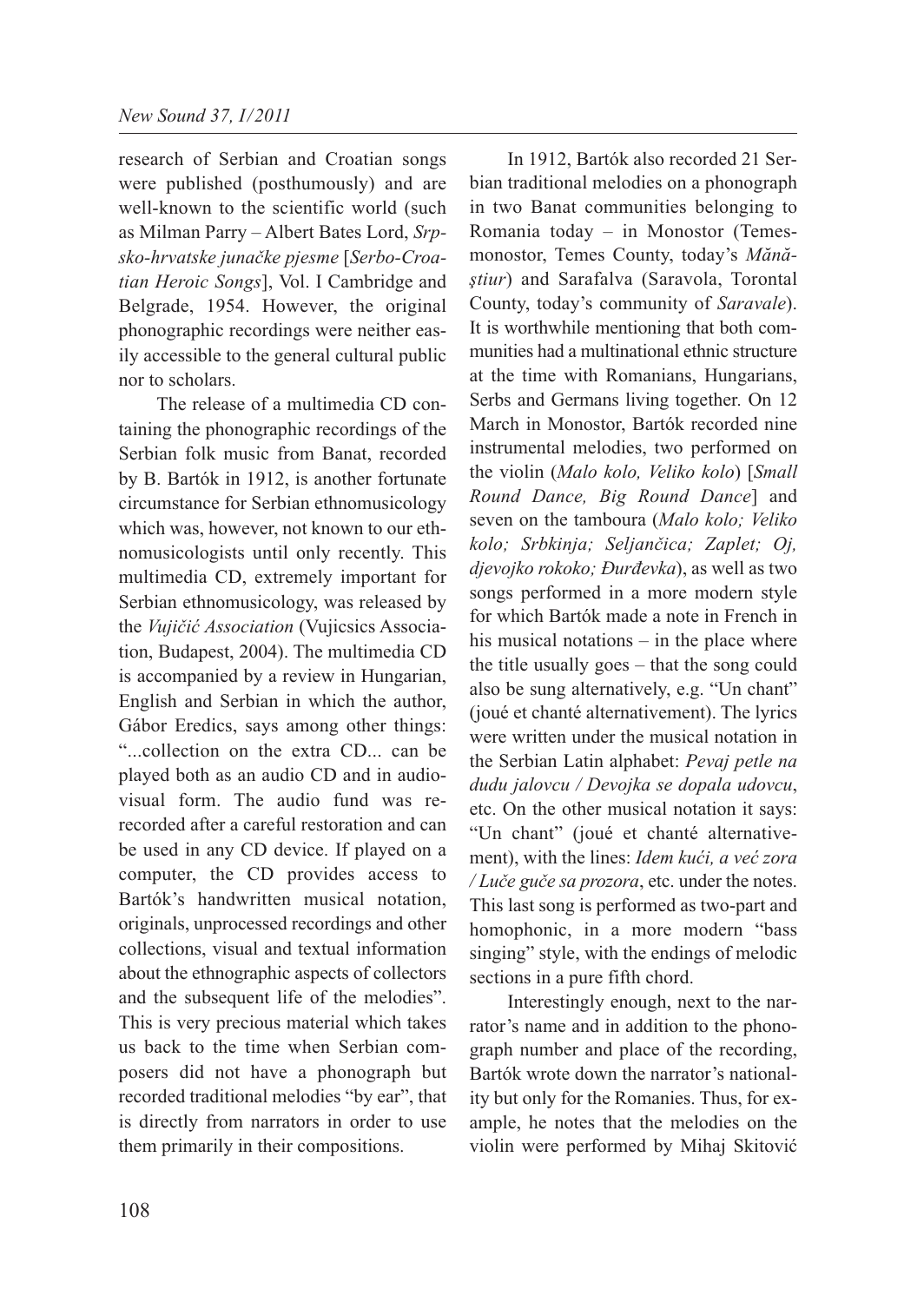research of Serbian and Croatian songs were published (posthumously) and are well-known to the scientific world (such as Milman Parry – Albert Bates Lord, *Srpsko-hrvatske junačke pjesme* [*Serbo-Croatian Heroic Songs*], Vol. I Cambridge and Belgrade, 1954. However, the original phonographic recordings were neither easily accessible to the general cultural public nor to scholars.

The release of a multimedia CD containing the phonographic recordings of the Serbian folk music from Banat, recorded by B. Bartók in 1912, is another fortunate circumstance for Serbian ethnomusicology which was, however, not known to our ethnomusicologists until only recently. This multimedia CD, extremely important for Serbian ethnomusicology, was released by the *Vujičić Association* (Vujicsics Association, Budapest, 2004). The multimedia CD is accompanied by a review in Hungarian, English and Serbian in which the author, Gábor Eredics, says among other things: "...collection on the extra CD... can be played both as an audio CD and in audio-visual form. The audio fund was re-recorded after a careful restoration and can be used in any CD device. If played on a computer, the CD provides access to Bartók's handwritten musical notation, originals, unprocessed recordings and other collections, visual and textual information about the ethnographic aspects of collectors and the subsequent life of the melodies". This is very precious material which takes us back to the time when Serbian composers did not have a phonograph but recorded traditional melodies "by ear", that is directly from narrators in order to use them primarily in their compositions.

In 1912, Bartók also recorded 21 Serbian traditional melodies on a phonograph in two Banat communities belonging to Romania today – in Monostor (Temesmonostor, Temes County, today's *Mănăştiur*) and Sarafalva (Saravola, Torontal County, today's community of *Saravale*). It is worthwhile mentioning that both communities had a multinational ethnic structure at the time with Romanians, Hungarians, Serbs and Germans living together. On 12 March in Monostor, Bartók recorded nine instrumental melodies, two performed on the violin (*Malo kolo, Veliko kolo*) [*Small Round Dance, Big Round Dance*] and seven on the tamboura (*Malo kolo; Veliko kolo; Srbkinja; Seljančica; Zaplet; Oj, djevojko rokoko; Đurđevka*), as well as two songs performed in a more modern style for which Bartók made a note in French in his musical notations – in the place where the title usually goes – that the song could also be sung alternatively, e.g. "Un chant" (joué et chanté alternativement). The lyrics were written under the musical notation in the Serbian Latin alphabet: *Pevaj petle na dudu jalovcu / Devojka se dopala udovcu*, etc. On the other musical notation it says: "Un chant" (joué et chanté alternativement), with the lines: *Idem kući, a već zora / Luče guče sa prozora*, etc. under the notes. This last song is performed as two-part and homophonic, in a more modern "bass singing" style, with the endings of melodic sections in a pure fifth chord.

Interestingly enough, next to the narrator's name and in addition to the phonograph number and place of the recording, Bartók wrote down the narrator's nationality but only for the Romanies. Thus, for example, he notes that the melodies on the violin were performed by Mihaj Skitović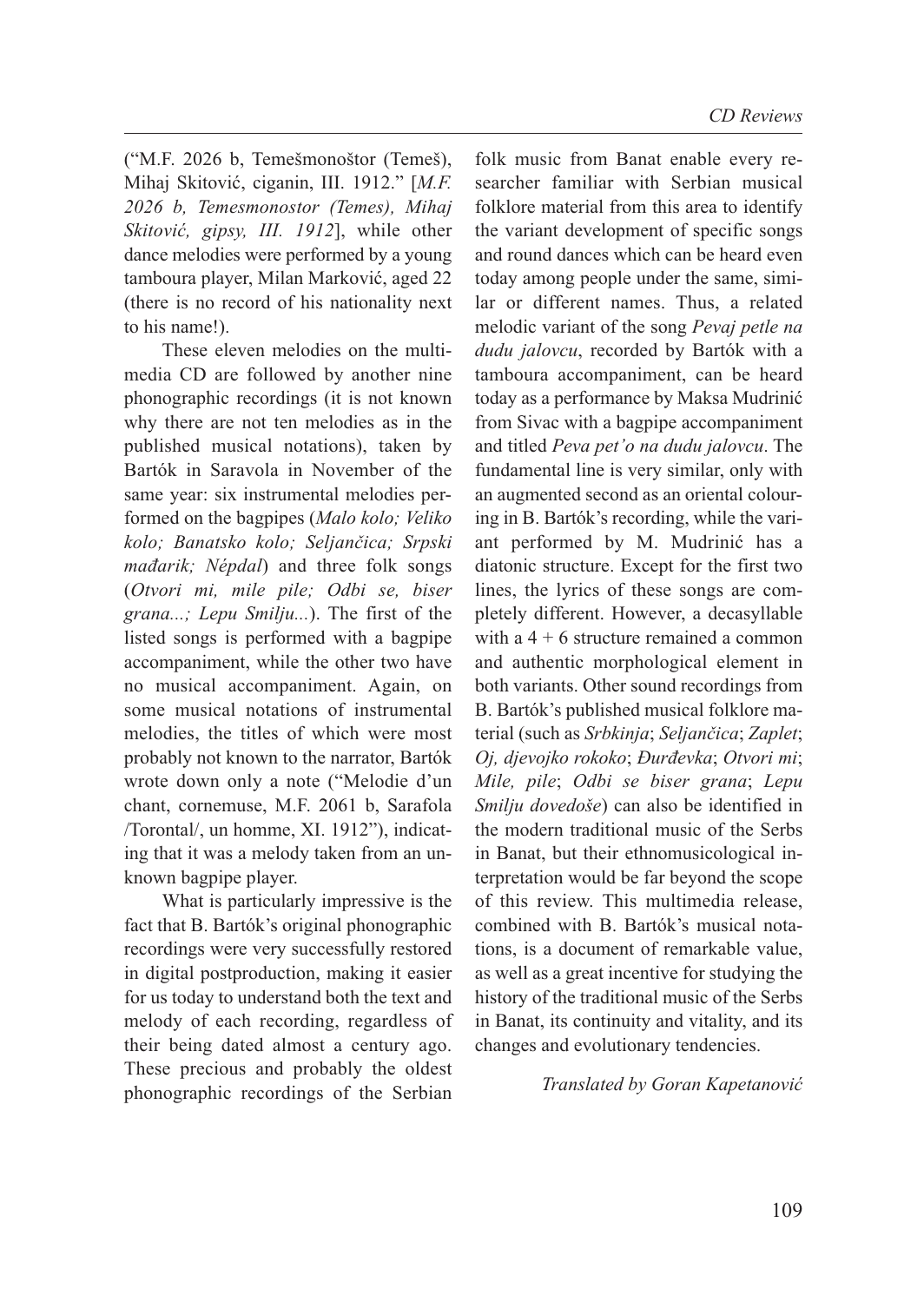("M.F. 2026 b, Temešmonoštor (Temeš), Mihaj Skitović, ciganin, III. 1912." [*M.F. 2026 b, Temesmonostor (Temes), Mihaj Skitović, gipsy, III. 1912*], while other dance melodies were performed by a young tamboura player, Milan Marković, aged 22 (there is no record of his nationality next to his name!).

These eleven melodies on the multimedia CD are followed by another nine phonographic recordings (it is not known why there are not ten melodies as in the published musical notations), taken by Bartók in Saravola in November of the same year: six instrumental melodies performed on the bagpipes (*Malo kolo; Veliko kolo; Banatsko kolo; Seljančica; Srpski mađarik; Népdal*) and three folk songs (*Otvori mi, mile pile; Odbi se, biser grana...; Lepu Smilju...*). The first of the listed songs is performed with a bagpipe accompaniment, while the other two have no musical accompaniment. Again, on some musical notations of instrumental melodies, the titles of which were most probably not known to the narrator, Bartók wrote down only a note ("Melodie d'un chant, cornemuse, M.F. 2061 b, Sarafola /Torontal/, un homme, XI. 1912"), indicating that it was a melody taken from an unknown bagpipe player.

What is particularly impressive is the fact that B. Bartók's original phonographic recordings were very successfully restored in digital postproduction, making it easier for us today to understand both the text and melody of each recording, regardless of their being dated almost a century ago. These precious and probably the oldest phonographic recordings of the Serbian folk music from Banat enable every researcher familiar with Serbian musical folklore material from this area to identify the variant development of specific songs and round dances which can be heard even today among people under the same, similar or different names. Thus, a related melodic variant of the song *Pevaj petle na dudu jalovcu*, recorded by Bartók with a tamboura accompaniment, can be heard today as a performance by Maksa Mudrinić from Sivac with a bagpipe accompaniment and titled *Peva pet'o na dudu jalovcu*. The fundamental line is very similar, only with an augmented second as an oriental colouring in B. Bartók's recording, while the variant performed by M. Mudrinić has a diatonic structure. Except for the first two lines, the lyrics of these songs are completely different. However, a decasyllable with a 4 + 6 structure remained a common and authentic morphological element in both variants. Other sound recordings from B. Bartók's published musical folklore material (such as *Srbkinja*; *Seljančica*; *Zaplet*; *Oj, djevojko rokoko*; *Đurđevka*; *Otvori mi*; *Mile, pile*; *Odbi se biser grana*; *Lepu Smilju dovedoše*) can also be identified in the modern traditional music of the Serbs in Banat, but their ethnomusicological interpretation would be far beyond the scope of this review. This multimedia release, combined with B. Bartók's musical notations, is a document of remarkable value, as well as a great incentive for studying the history of the traditional music of the Serbs in Banat, its continuity and vitality, and its changes and evolutionary tendencies.

*Translated by Goran Kapetanović*